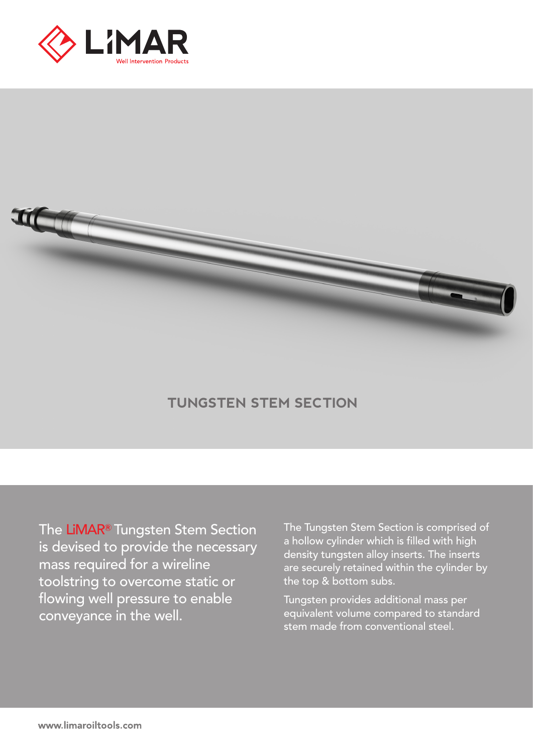LiMAR
Well Intervention Products

# TUNGSTEN STEM SECTION

The LiMAR® Tungsten Stem Section is devised to provide the necessary mass required for a wireline toolstring to overcome static or flowing well pressure to enable conveyance in the well.

The Tungsten Stem Section is comprised of a hollow cylinder which is filled with high density tungsten alloy inserts. The inserts are securely retained within the cylinder by the top & bottom subs.

Tungsten provides additional mass per equivalent volume compared to standard stem made from conventional steel.

www.limaroiltools.com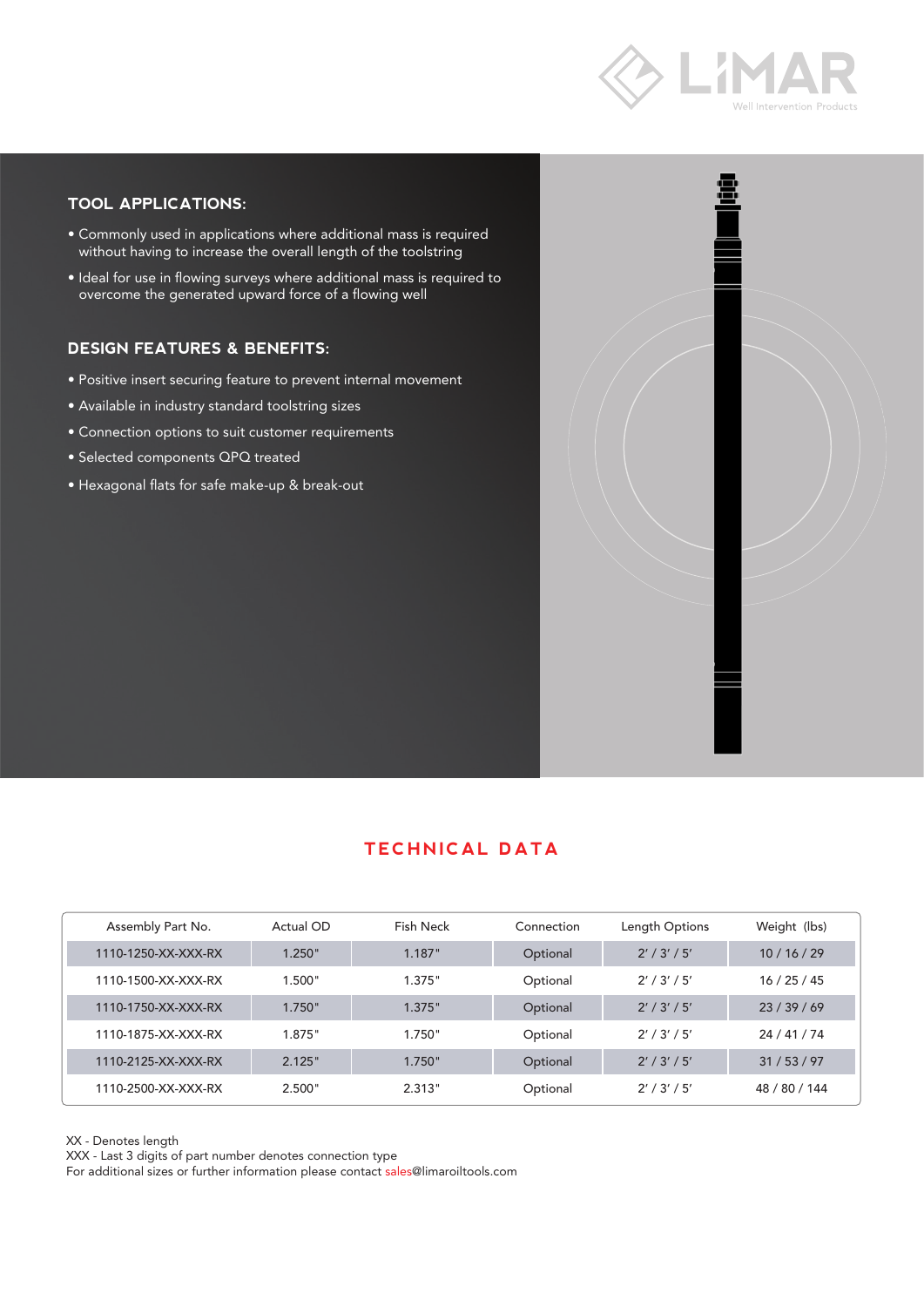## TOOL APPLICATIONS:

- Commonly used in applications where additional mass is required without having to increase the overall length of the toolstring
- Ideal for use in flowing surveys where additional mass is required to overcome the generated upward force of a flowing well

## DESIGN FEATURES & BENEFITS:

- Positive insert securing feature to prevent internal movement
- Available in industry standard toolstring sizes
- Connection options to suit customer requirements
- Selected components QPQ treated
- Hexagonal flats for safe make-up & break-out

## TECHNICAL DATA

| Assembly Part No. | Actual OD | Fish Neck | Connection | Length Options | Weight (lbs) |
|---|---|---|---|---|---|
| 1110-1250-XX-XXX-RX | 1.250" | 1.187" | Optional | 2′ / 3′ / 5′ | 10 / 16 / 29 |
| 1110-1500-XX-XXX-RX | 1.500" | 1.375" | Optional | 2′ / 3′ / 5′ | 16 / 25 / 45 |
| 1110-1750-XX-XXX-RX | 1.750" | 1.375" | Optional | 2′ / 3′ / 5′ | 23 / 39 / 69 |
| 1110-1875-XX-XXX-RX | 1.875" | 1.750" | Optional | 2′ / 3′ / 5′ | 24 / 41 / 74 |
| 1110-2125-XX-XXX-RX | 2.125" | 1.750" | Optional | 2′ / 3′ / 5′ | 31 / 53 / 97 |
| 1110-2500-XX-XXX-RX | 2.500" | 2.313" | Optional | 2′ / 3′ / 5′ | 48 / 80 / 144 |

XX - Denotes length
XXX - Last 3 digits of part number denotes connection type
For additional sizes or further information please contact sales@limaroiltools.com